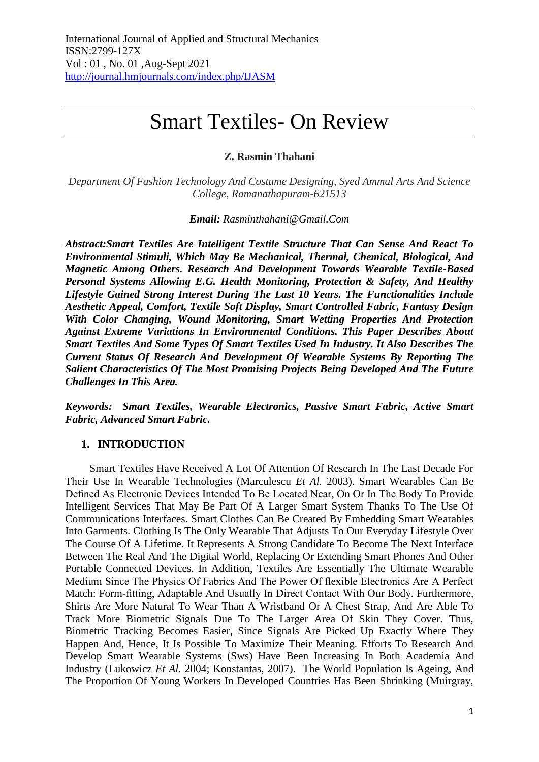International Journal of Applied and Structural Mechanics
ISSN:2799-127X
Vol : 01 , No. 01 ,Aug-Sept 2021
http://journal.hmjournals.com/index.php/IJASM

# Smart Textiles- On Review

**Z. Rasmin Thahani**

*Department Of Fashion Technology And Costume Designing, Syed Ammal Arts And Science College, Ramanathapuram-621513*

***Email:*** *Rasminthahani@Gmail.Com*

***Abstract:Smart Textiles Are Intelligent Textile Structure That Can Sense And React To Environmental Stimuli, Which May Be Mechanical, Thermal, Chemical, Biological, And Magnetic Among Others. Research And Development Towards Wearable Textile-Based Personal Systems Allowing E.G. Health Monitoring, Protection & Safety, And Healthy Lifestyle Gained Strong Interest During The Last 10 Years. The Functionalities Include Aesthetic Appeal, Comfort, Textile Soft Display, Smart Controlled Fabric, Fantasy Design With Color Changing, Wound Monitoring, Smart Wetting Properties And Protection Against Extreme Variations In Environmental Conditions. This Paper Describes About Smart Textiles And Some Types Of Smart Textiles Used In Industry. It Also Describes The Current Status Of Research And Development Of Wearable Systems By Reporting The Salient Characteristics Of The Most Promising Projects Being Developed And The Future Challenges In This Area.***

***Keywords: Smart Textiles, Wearable Electronics, Passive Smart Fabric, Active Smart Fabric, Advanced Smart Fabric.***

## 1. INTRODUCTION

Smart Textiles Have Received A Lot Of Attention Of Research In The Last Decade For Their Use In Wearable Technologies (Marculescu *Et Al.* 2003). Smart Wearables Can Be Defined As Electronic Devices Intended To Be Located Near, On Or In The Body To Provide Intelligent Services That May Be Part Of A Larger Smart System Thanks To The Use Of Communications Interfaces. Smart Clothes Can Be Created By Embedding Smart Wearables Into Garments. Clothing Is The Only Wearable That Adjusts To Our Everyday Lifestyle Over The Course Of A Lifetime. It Represents A Strong Candidate To Become The Next Interface Between The Real And The Digital World, Replacing Or Extending Smart Phones And Other Portable Connected Devices. In Addition, Textiles Are Essentially The Ultimate Wearable Medium Since The Physics Of Fabrics And The Power Of flexible Electronics Are A Perfect Match: Form-fitting, Adaptable And Usually In Direct Contact With Our Body. Furthermore, Shirts Are More Natural To Wear Than A Wristband Or A Chest Strap, And Are Able To Track More Biometric Signals Due To The Larger Area Of Skin They Cover. Thus, Biometric Tracking Becomes Easier, Since Signals Are Picked Up Exactly Where They Happen And, Hence, It Is Possible To Maximize Their Meaning. Efforts To Research And Develop Smart Wearable Systems (Sws) Have Been Increasing In Both Academia And Industry (Lukowicz *Et Al.* 2004; Konstantas, 2007). The World Population Is Ageing, And The Proportion Of Young Workers In Developed Countries Has Been Shrinking (Muirgray,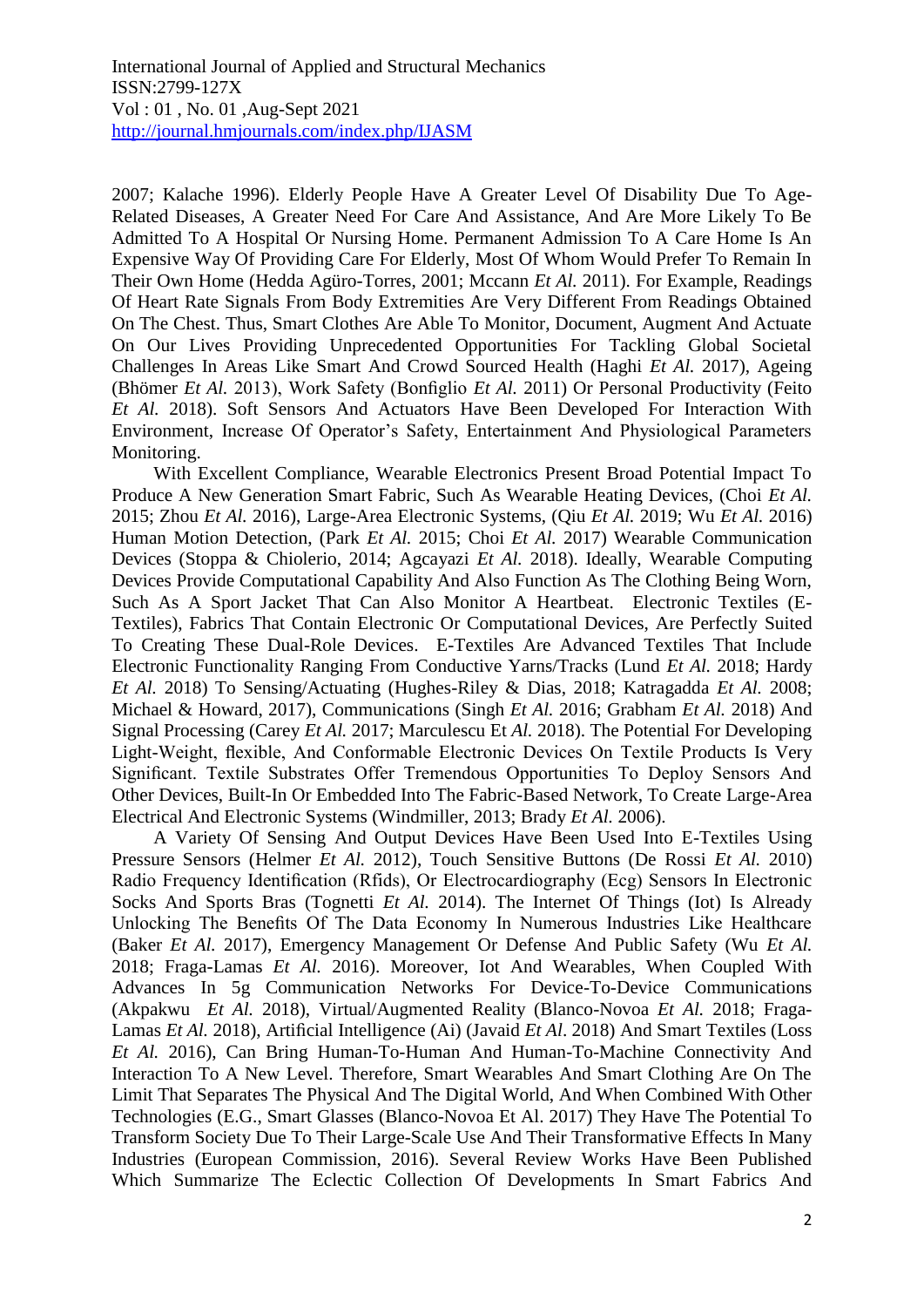2007; Kalache 1996). Elderly People Have A Greater Level Of Disability Due To Age-Related Diseases, A Greater Need For Care And Assistance, And Are More Likely To Be Admitted To A Hospital Or Nursing Home. Permanent Admission To A Care Home Is An Expensive Way Of Providing Care For Elderly, Most Of Whom Would Prefer To Remain In Their Own Home (Hedda Agüro-Torres, 2001; Mccann *Et Al.* 2011). For Example, Readings Of Heart Rate Signals From Body Extremities Are Very Different From Readings Obtained On The Chest. Thus, Smart Clothes Are Able To Monitor, Document, Augment And Actuate On Our Lives Providing Unprecedented Opportunities For Tackling Global Societal Challenges In Areas Like Smart And Crowd Sourced Health (Haghi *Et Al.* 2017), Ageing (Bhömer *Et Al.* 2013), Work Safety (Bonfiglio *Et Al.* 2011) Or Personal Productivity (Feito *Et Al.* 2018). Soft Sensors And Actuators Have Been Developed For Interaction With Environment, Increase Of Operator's Safety, Entertainment And Physiological Parameters Monitoring.

With Excellent Compliance, Wearable Electronics Present Broad Potential Impact To Produce A New Generation Smart Fabric, Such As Wearable Heating Devices, (Choi *Et Al.* 2015; Zhou *Et Al.* 2016), Large-Area Electronic Systems, (Qiu *Et Al.* 2019; Wu *Et Al.* 2016) Human Motion Detection, (Park *Et Al.* 2015; Choi *Et Al.* 2017) Wearable Communication Devices (Stoppa & Chiolerio, 2014; Agcayazi *Et Al.* 2018). Ideally, Wearable Computing Devices Provide Computational Capability And Also Function As The Clothing Being Worn, Such As A Sport Jacket That Can Also Monitor A Heartbeat. Electronic Textiles (E-Textiles), Fabrics That Contain Electronic Or Computational Devices, Are Perfectly Suited To Creating These Dual-Role Devices. E-Textiles Are Advanced Textiles That Include Electronic Functionality Ranging From Conductive Yarns/Tracks (Lund *Et Al.* 2018; Hardy *Et Al.* 2018) To Sensing/Actuating (Hughes-Riley & Dias, 2018; Katragadda *Et Al.* 2008; Michael & Howard, 2017), Communications (Singh *Et Al.* 2016; Grabham *Et Al.* 2018) And Signal Processing (Carey *Et Al.* 2017; Marculescu Et *Al.* 2018). The Potential For Developing Light-Weight, flexible, And Conformable Electronic Devices On Textile Products Is Very Significant. Textile Substrates Offer Tremendous Opportunities To Deploy Sensors And Other Devices, Built-In Or Embedded Into The Fabric-Based Network, To Create Large-Area Electrical And Electronic Systems (Windmiller, 2013; Brady *Et Al.* 2006).

A Variety Of Sensing And Output Devices Have Been Used Into E-Textiles Using Pressure Sensors (Helmer *Et Al.* 2012), Touch Sensitive Buttons (De Rossi *Et Al.* 2010) Radio Frequency Identification (Rfids), Or Electrocardiography (Ecg) Sensors In Electronic Socks And Sports Bras (Tognetti *Et Al.* 2014). The Internet Of Things (Iot) Is Already Unlocking The Benefits Of The Data Economy In Numerous Industries Like Healthcare (Baker *Et Al.* 2017), Emergency Management Or Defense And Public Safety (Wu *Et Al.* 2018; Fraga-Lamas *Et Al.* 2016). Moreover, Iot And Wearables, When Coupled With Advances In 5g Communication Networks For Device-To-Device Communications (Akpakwu *Et Al.* 2018), Virtual/Augmented Reality (Blanco-Novoa *Et Al.* 2018; Fraga-Lamas *Et Al.* 2018), Artificial Intelligence (Ai) (Javaid *Et Al.* 2018) And Smart Textiles (Loss *Et Al.* 2016), Can Bring Human-To-Human And Human-To-Machine Connectivity And Interaction To A New Level. Therefore, Smart Wearables And Smart Clothing Are On The Limit That Separates The Physical And The Digital World, And When Combined With Other Technologies (E.G., Smart Glasses (Blanco-Novoa Et Al. 2017) They Have The Potential To Transform Society Due To Their Large-Scale Use And Their Transformative Effects In Many Industries (European Commission, 2016). Several Review Works Have Been Published Which Summarize The Eclectic Collection Of Developments In Smart Fabrics And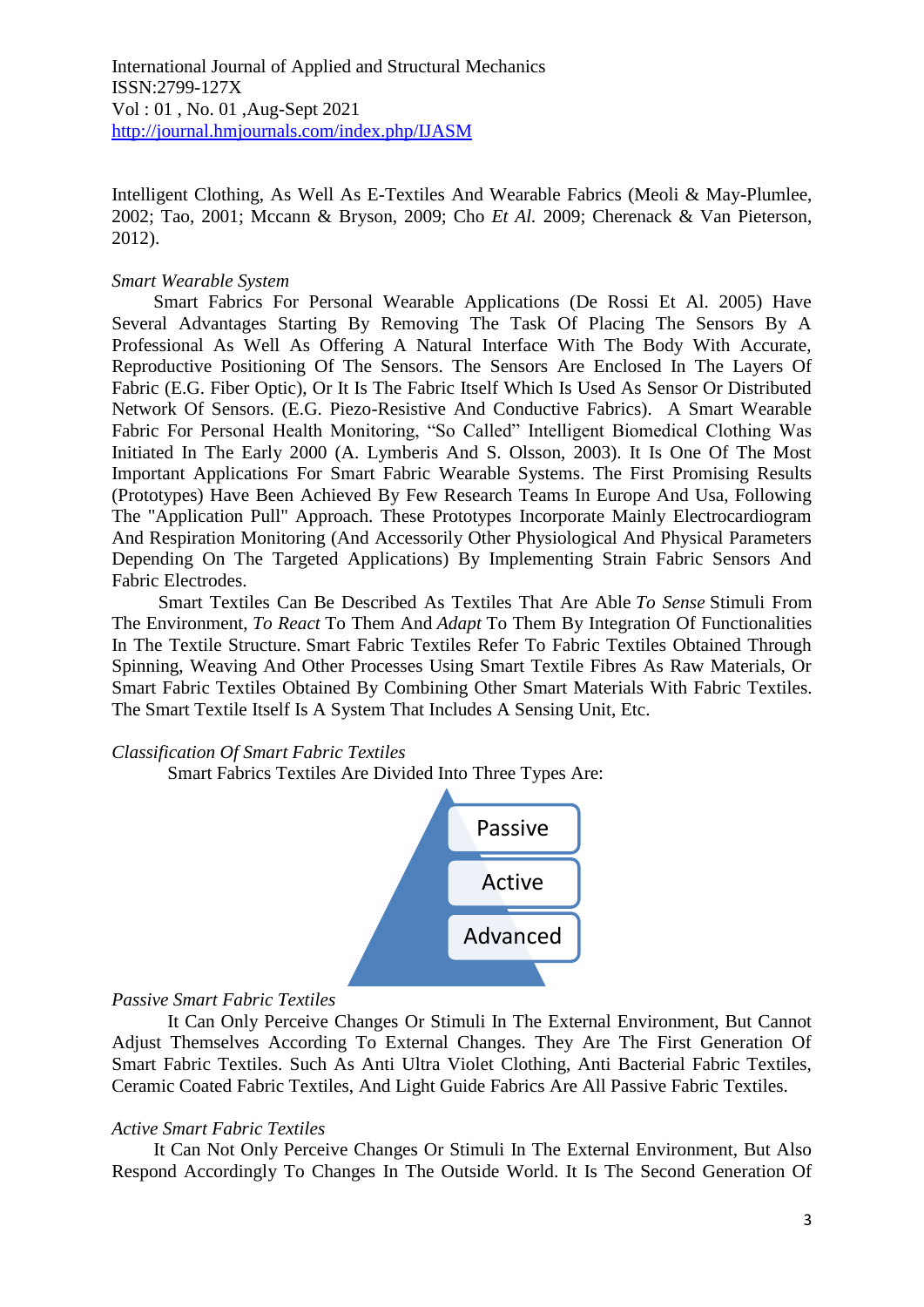Intelligent Clothing, As Well As E-Textiles And Wearable Fabrics (Meoli & May-Plumlee, 2002; Tao, 2001; Mccann & Bryson, 2009; Cho *Et Al.* 2009; Cherenack & Van Pieterson, 2012).

*Smart Wearable System*

Smart Fabrics For Personal Wearable Applications (De Rossi Et Al. 2005) Have Several Advantages Starting By Removing The Task Of Placing The Sensors By A Professional As Well As Offering A Natural Interface With The Body With Accurate, Reproductive Positioning Of The Sensors. The Sensors Are Enclosed In The Layers Of Fabric (E.G. Fiber Optic), Or It Is The Fabric Itself Which Is Used As Sensor Or Distributed Network Of Sensors. (E.G. Piezo-Resistive And Conductive Fabrics). A Smart Wearable Fabric For Personal Health Monitoring, "So Called" Intelligent Biomedical Clothing Was Initiated In The Early 2000 (A. Lymberis And S. Olsson, 2003). It Is One Of The Most Important Applications For Smart Fabric Wearable Systems. The First Promising Results (Prototypes) Have Been Achieved By Few Research Teams In Europe And Usa, Following The "Application Pull" Approach. These Prototypes Incorporate Mainly Electrocardiogram And Respiration Monitoring (And Accessorily Other Physiological And Physical Parameters Depending On The Targeted Applications) By Implementing Strain Fabric Sensors And Fabric Electrodes.

Smart Textiles Can Be Described As Textiles That Are Able *To Sense* Stimuli From The Environment, *To React* To Them And *Adapt* To Them By Integration Of Functionalities In The Textile Structure. Smart Fabric Textiles Refer To Fabric Textiles Obtained Through Spinning, Weaving And Other Processes Using Smart Textile Fibres As Raw Materials, Or Smart Fabric Textiles Obtained By Combining Other Smart Materials With Fabric Textiles. The Smart Textile Itself Is A System That Includes A Sensing Unit, Etc.

*Classification Of Smart Fabric Textiles*

Smart Fabrics Textiles Are Divided Into Three Types Are:

- Passive
- Active
- Advanced

*Passive Smart Fabric Textiles*

It Can Only Perceive Changes Or Stimuli In The External Environment, But Cannot Adjust Themselves According To External Changes. They Are The First Generation Of Smart Fabric Textiles. Such As Anti Ultra Violet Clothing, Anti Bacterial Fabric Textiles, Ceramic Coated Fabric Textiles, And Light Guide Fabrics Are All Passive Fabric Textiles.

*Active Smart Fabric Textiles*

It Can Not Only Perceive Changes Or Stimuli In The External Environment, But Also Respond Accordingly To Changes In The Outside World. It Is The Second Generation Of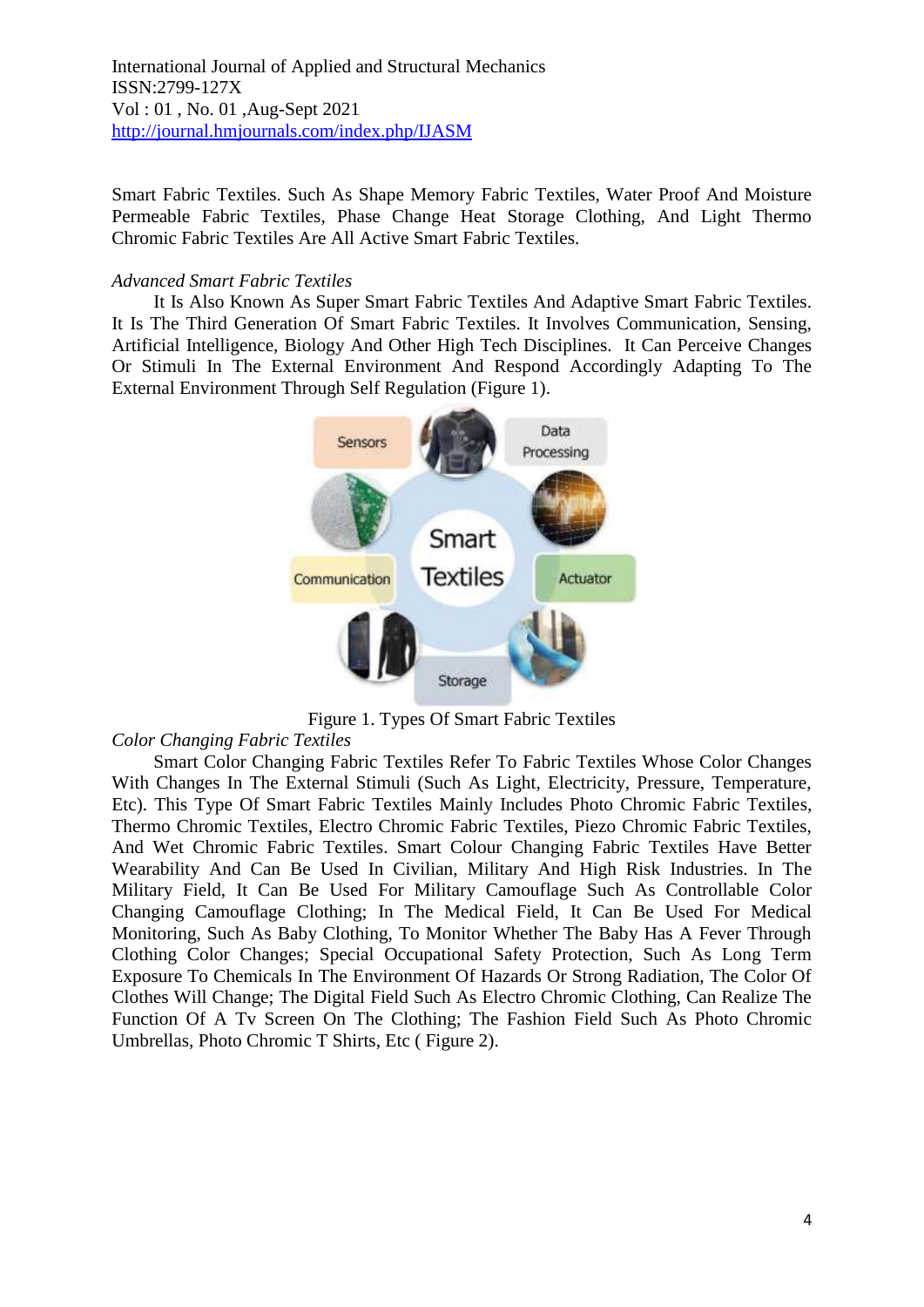Smart Fabric Textiles. Such As Shape Memory Fabric Textiles, Water Proof And Moisture Permeable Fabric Textiles, Phase Change Heat Storage Clothing, And Light Thermo Chromic Fabric Textiles Are All Active Smart Fabric Textiles.

*Advanced Smart Fabric Textiles*

It Is Also Known As Super Smart Fabric Textiles And Adaptive Smart Fabric Textiles. It Is The Third Generation Of Smart Fabric Textiles. It Involves Communication, Sensing, Artificial Intelligence, Biology And Other High Tech Disciplines. It Can Perceive Changes Or Stimuli In The External Environment And Respond Accordingly Adapting To The External Environment Through Self Regulation (Figure 1).

Figure 1. Types Of Smart Fabric Textiles

*Color Changing Fabric Textiles*

Smart Color Changing Fabric Textiles Refer To Fabric Textiles Whose Color Changes With Changes In The External Stimuli (Such As Light, Electricity, Pressure, Temperature, Etc). This Type Of Smart Fabric Textiles Mainly Includes Photo Chromic Fabric Textiles, Thermo Chromic Textiles, Electro Chromic Fabric Textiles, Piezo Chromic Fabric Textiles, And Wet Chromic Fabric Textiles. Smart Colour Changing Fabric Textiles Have Better Wearability And Can Be Used In Civilian, Military And High Risk Industries. In The Military Field, It Can Be Used For Military Camouflage Such As Controllable Color Changing Camouflage Clothing; In The Medical Field, It Can Be Used For Medical Monitoring, Such As Baby Clothing, To Monitor Whether The Baby Has A Fever Through Clothing Color Changes; Special Occupational Safety Protection, Such As Long Term Exposure To Chemicals In The Environment Of Hazards Or Strong Radiation, The Color Of Clothes Will Change; The Digital Field Such As Electro Chromic Clothing, Can Realize The Function Of A Tv Screen On The Clothing; The Fashion Field Such As Photo Chromic Umbrellas, Photo Chromic T Shirts, Etc ( Figure 2).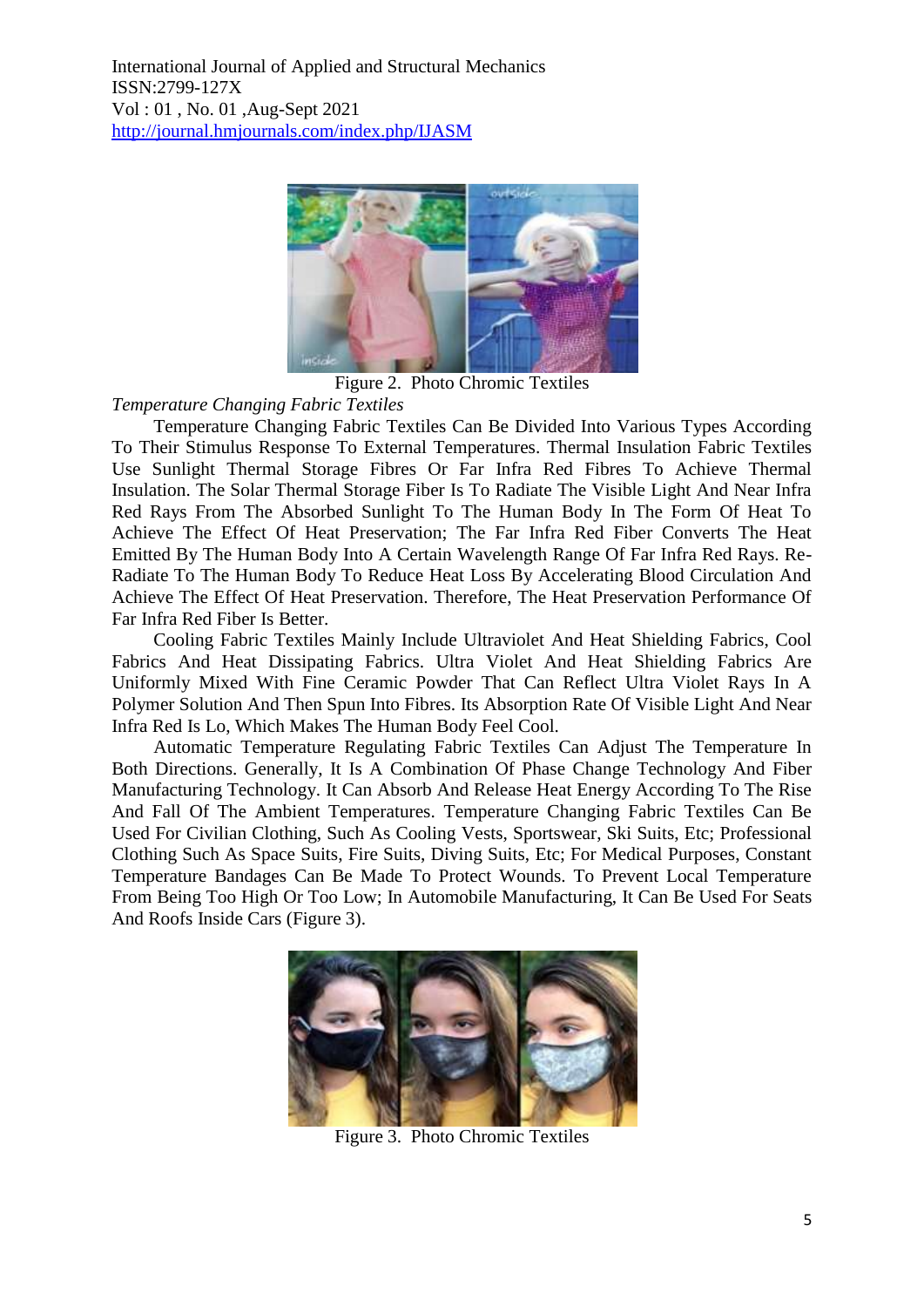Figure 2. Photo Chromic Textiles

*Temperature Changing Fabric Textiles*

Temperature Changing Fabric Textiles Can Be Divided Into Various Types According To Their Stimulus Response To External Temperatures. Thermal Insulation Fabric Textiles Use Sunlight Thermal Storage Fibres Or Far Infra Red Fibres To Achieve Thermal Insulation. The Solar Thermal Storage Fiber Is To Radiate The Visible Light And Near Infra Red Rays From The Absorbed Sunlight To The Human Body In The Form Of Heat To Achieve The Effect Of Heat Preservation; The Far Infra Red Fiber Converts The Heat Emitted By The Human Body Into A Certain Wavelength Range Of Far Infra Red Rays. Re-Radiate To The Human Body To Reduce Heat Loss By Accelerating Blood Circulation And Achieve The Effect Of Heat Preservation. Therefore, The Heat Preservation Performance Of Far Infra Red Fiber Is Better.

Cooling Fabric Textiles Mainly Include Ultraviolet And Heat Shielding Fabrics, Cool Fabrics And Heat Dissipating Fabrics. Ultra Violet And Heat Shielding Fabrics Are Uniformly Mixed With Fine Ceramic Powder That Can Reflect Ultra Violet Rays In A Polymer Solution And Then Spun Into Fibres. Its Absorption Rate Of Visible Light And Near Infra Red Is Lo, Which Makes The Human Body Feel Cool.

Automatic Temperature Regulating Fabric Textiles Can Adjust The Temperature In Both Directions. Generally, It Is A Combination Of Phase Change Technology And Fiber Manufacturing Technology. It Can Absorb And Release Heat Energy According To The Rise And Fall Of The Ambient Temperatures. Temperature Changing Fabric Textiles Can Be Used For Civilian Clothing, Such As Cooling Vests, Sportswear, Ski Suits, Etc; Professional Clothing Such As Space Suits, Fire Suits, Diving Suits, Etc; For Medical Purposes, Constant Temperature Bandages Can Be Made To Protect Wounds. To Prevent Local Temperature From Being Too High Or Too Low; In Automobile Manufacturing, It Can Be Used For Seats And Roofs Inside Cars (Figure 3).

Figure 3. Photo Chromic Textiles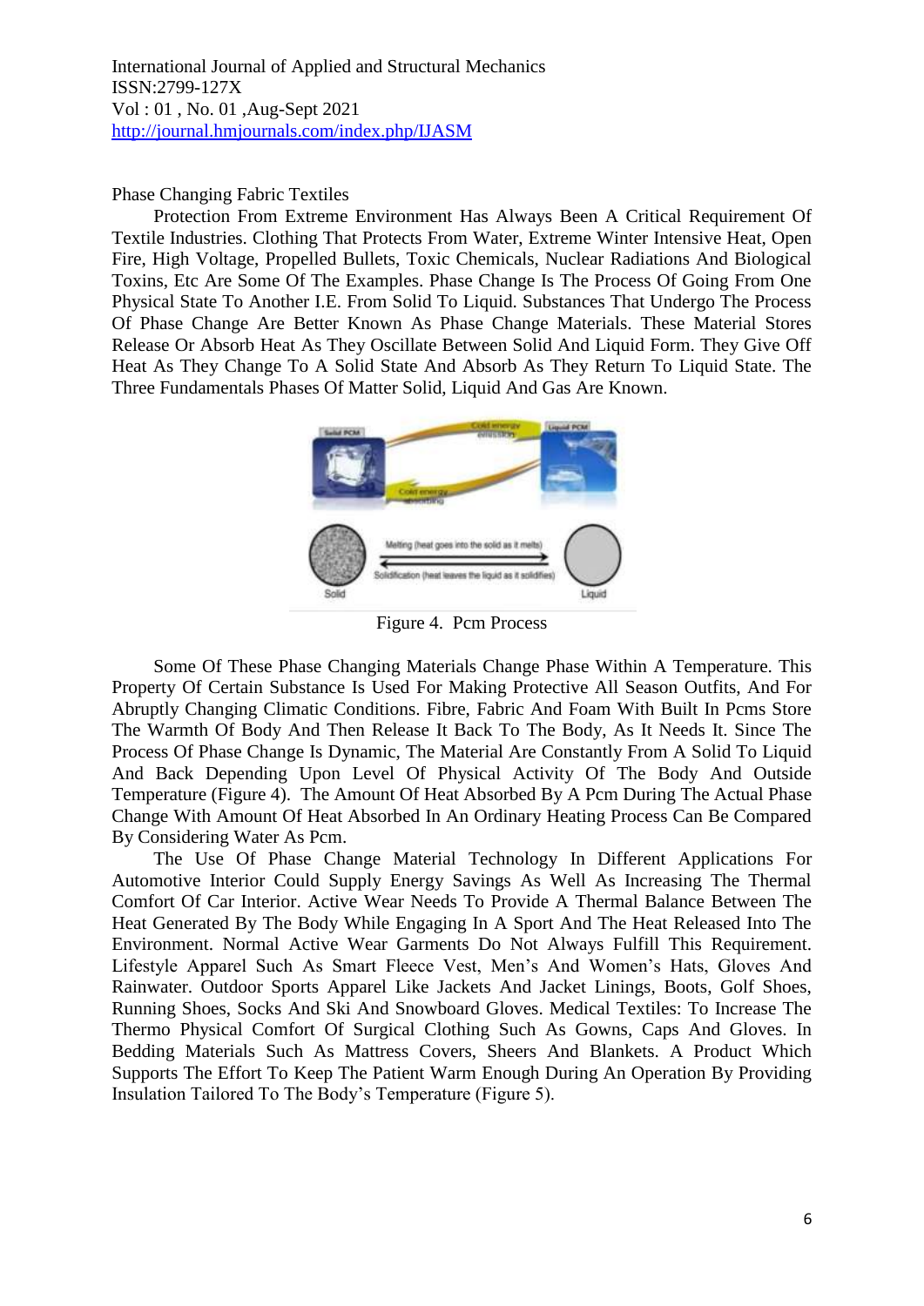Phase Changing Fabric Textiles

Protection From Extreme Environment Has Always Been A Critical Requirement Of Textile Industries. Clothing That Protects From Water, Extreme Winter Intensive Heat, Open Fire, High Voltage, Propelled Bullets, Toxic Chemicals, Nuclear Radiations And Biological Toxins, Etc Are Some Of The Examples. Phase Change Is The Process Of Going From One Physical State To Another I.E. From Solid To Liquid. Substances That Undergo The Process Of Phase Change Are Better Known As Phase Change Materials. These Material Stores Release Or Absorb Heat As They Oscillate Between Solid And Liquid Form. They Give Off Heat As They Change To A Solid State And Absorb As They Return To Liquid State. The Three Fundamentals Phases Of Matter Solid, Liquid And Gas Are Known.

Figure 4. Pcm Process

Some Of These Phase Changing Materials Change Phase Within A Temperature. This Property Of Certain Substance Is Used For Making Protective All Season Outfits, And For Abruptly Changing Climatic Conditions. Fibre, Fabric And Foam With Built In Pcms Store The Warmth Of Body And Then Release It Back To The Body, As It Needs It. Since The Process Of Phase Change Is Dynamic, The Material Are Constantly From A Solid To Liquid And Back Depending Upon Level Of Physical Activity Of The Body And Outside Temperature (Figure 4). The Amount Of Heat Absorbed By A Pcm During The Actual Phase Change With Amount Of Heat Absorbed In An Ordinary Heating Process Can Be Compared By Considering Water As Pcm.

The Use Of Phase Change Material Technology In Different Applications For Automotive Interior Could Supply Energy Savings As Well As Increasing The Thermal Comfort Of Car Interior. Active Wear Needs To Provide A Thermal Balance Between The Heat Generated By The Body While Engaging In A Sport And The Heat Released Into The Environment. Normal Active Wear Garments Do Not Always Fulfill This Requirement. Lifestyle Apparel Such As Smart Fleece Vest, Men's And Women's Hats, Gloves And Rainwater. Outdoor Sports Apparel Like Jackets And Jacket Linings, Boots, Golf Shoes, Running Shoes, Socks And Ski And Snowboard Gloves. Medical Textiles: To Increase The Thermo Physical Comfort Of Surgical Clothing Such As Gowns, Caps And Gloves. In Bedding Materials Such As Mattress Covers, Sheers And Blankets. A Product Which Supports The Effort To Keep The Patient Warm Enough During An Operation By Providing Insulation Tailored To The Body's Temperature (Figure 5).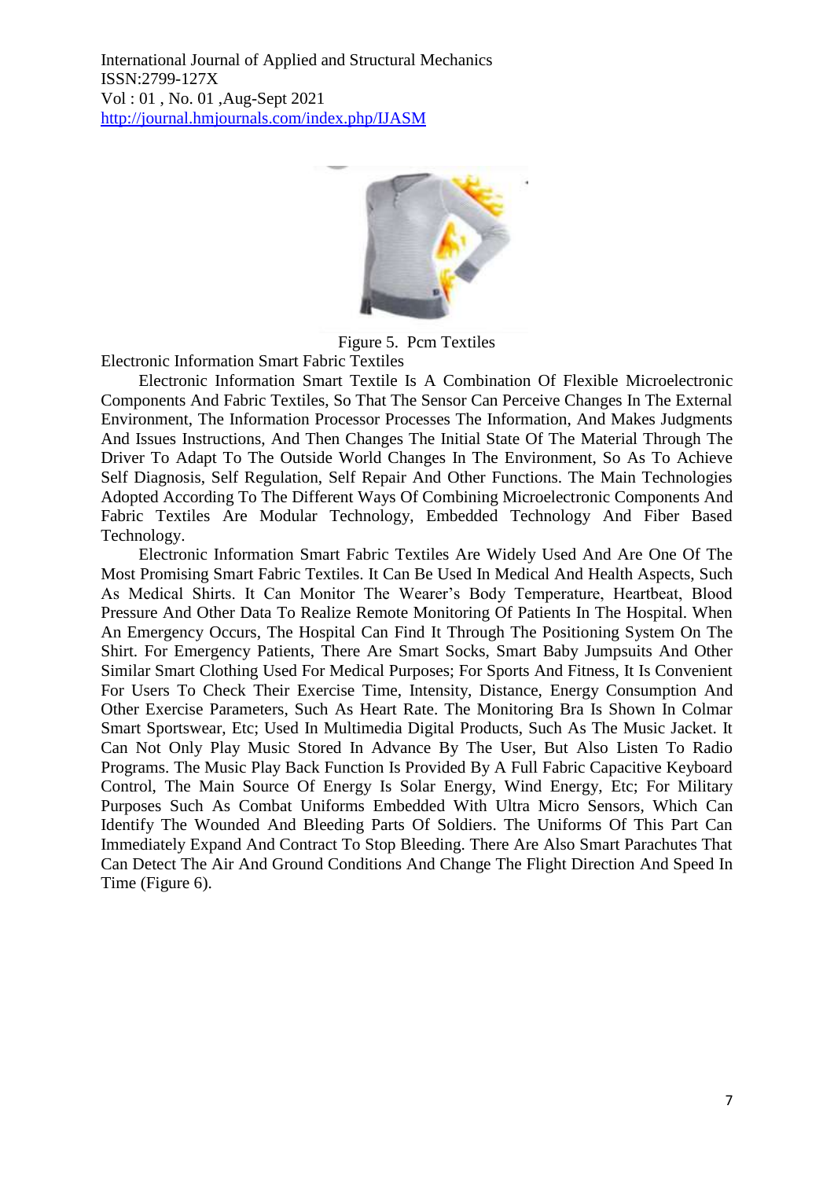Figure 5. Pcm Textiles

Electronic Information Smart Fabric Textiles

Electronic Information Smart Textile Is A Combination Of Flexible Microelectronic Components And Fabric Textiles, So That The Sensor Can Perceive Changes In The External Environment, The Information Processor Processes The Information, And Makes Judgments And Issues Instructions, And Then Changes The Initial State Of The Material Through The Driver To Adapt To The Outside World Changes In The Environment, So As To Achieve Self Diagnosis, Self Regulation, Self Repair And Other Functions. The Main Technologies Adopted According To The Different Ways Of Combining Microelectronic Components And Fabric Textiles Are Modular Technology, Embedded Technology And Fiber Based Technology.

Electronic Information Smart Fabric Textiles Are Widely Used And Are One Of The Most Promising Smart Fabric Textiles. It Can Be Used In Medical And Health Aspects, Such As Medical Shirts. It Can Monitor The Wearer's Body Temperature, Heartbeat, Blood Pressure And Other Data To Realize Remote Monitoring Of Patients In The Hospital. When An Emergency Occurs, The Hospital Can Find It Through The Positioning System On The Shirt. For Emergency Patients, There Are Smart Socks, Smart Baby Jumpsuits And Other Similar Smart Clothing Used For Medical Purposes; For Sports And Fitness, It Is Convenient For Users To Check Their Exercise Time, Intensity, Distance, Energy Consumption And Other Exercise Parameters, Such As Heart Rate. The Monitoring Bra Is Shown In Colmar Smart Sportswear, Etc; Used In Multimedia Digital Products, Such As The Music Jacket. It Can Not Only Play Music Stored In Advance By The User, But Also Listen To Radio Programs. The Music Play Back Function Is Provided By A Full Fabric Capacitive Keyboard Control, The Main Source Of Energy Is Solar Energy, Wind Energy, Etc; For Military Purposes Such As Combat Uniforms Embedded With Ultra Micro Sensors, Which Can Identify The Wounded And Bleeding Parts Of Soldiers. The Uniforms Of This Part Can Immediately Expand And Contract To Stop Bleeding. There Are Also Smart Parachutes That Can Detect The Air And Ground Conditions And Change The Flight Direction And Speed In Time (Figure 6).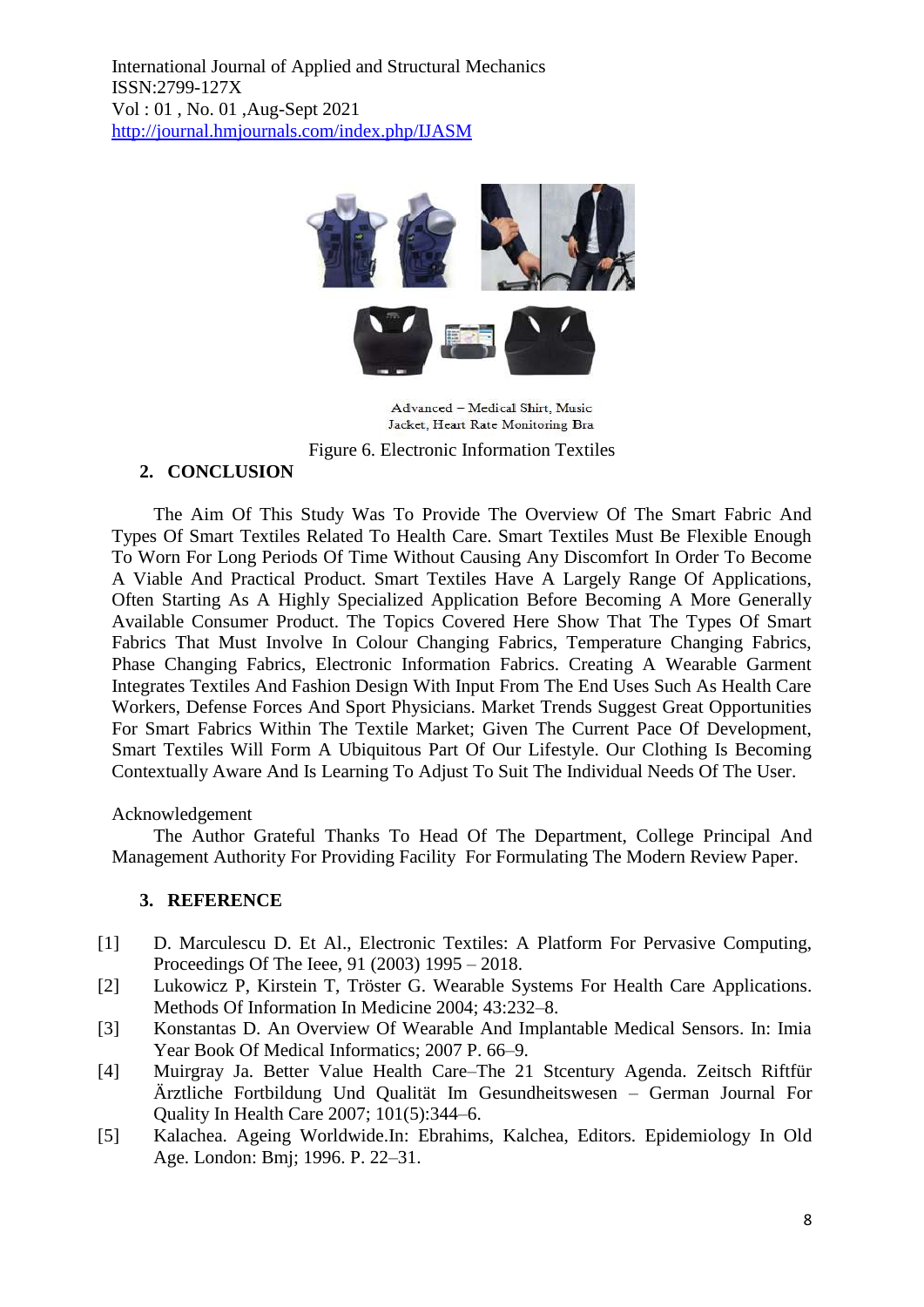Advanced – Medical Shirt, Music Jacket, Heart Rate Monitoring Bra

Figure 6. Electronic Information Textiles

## 2. CONCLUSION

The Aim Of This Study Was To Provide The Overview Of The Smart Fabric And Types Of Smart Textiles Related To Health Care. Smart Textiles Must Be Flexible Enough To Worn For Long Periods Of Time Without Causing Any Discomfort In Order To Become A Viable And Practical Product. Smart Textiles Have A Largely Range Of Applications, Often Starting As A Highly Specialized Application Before Becoming A More Generally Available Consumer Product. The Topics Covered Here Show That The Types Of Smart Fabrics That Must Involve In Colour Changing Fabrics, Temperature Changing Fabrics, Phase Changing Fabrics, Electronic Information Fabrics. Creating A Wearable Garment Integrates Textiles And Fashion Design With Input From The End Uses Such As Health Care Workers, Defense Forces And Sport Physicians. Market Trends Suggest Great Opportunities For Smart Fabrics Within The Textile Market; Given The Current Pace Of Development, Smart Textiles Will Form A Ubiquitous Part Of Our Lifestyle. Our Clothing Is Becoming Contextually Aware And Is Learning To Adjust To Suit The Individual Needs Of The User.

Acknowledgement

The Author Grateful Thanks To Head Of The Department, College Principal And Management Authority For Providing Facility For Formulating The Modern Review Paper.

## 3. REFERENCE

[1] D. Marculescu D. Et Al., Electronic Textiles: A Platform For Pervasive Computing, Proceedings Of The Ieee, 91 (2003) 1995 – 2018.

[2] Lukowicz P, Kirstein T, Tröster G. Wearable Systems For Health Care Applications. Methods Of Information In Medicine 2004; 43:232–8.

[3] Konstantas D. An Overview Of Wearable And Implantable Medical Sensors. In: Imia Year Book Of Medical Informatics; 2007 P. 66–9.

[4] Muirgray Ja. Better Value Health Care–The 21 Stcentury Agenda. Zeitsch Riftfür Ärztliche Fortbildung Und Qualität Im Gesundheitswesen – German Journal For Quality In Health Care 2007; 101(5):344–6.

[5] Kalachea. Ageing Worldwide.In: Ebrahims, Kalchea, Editors. Epidemiology In Old Age. London: Bmj; 1996. P. 22–31.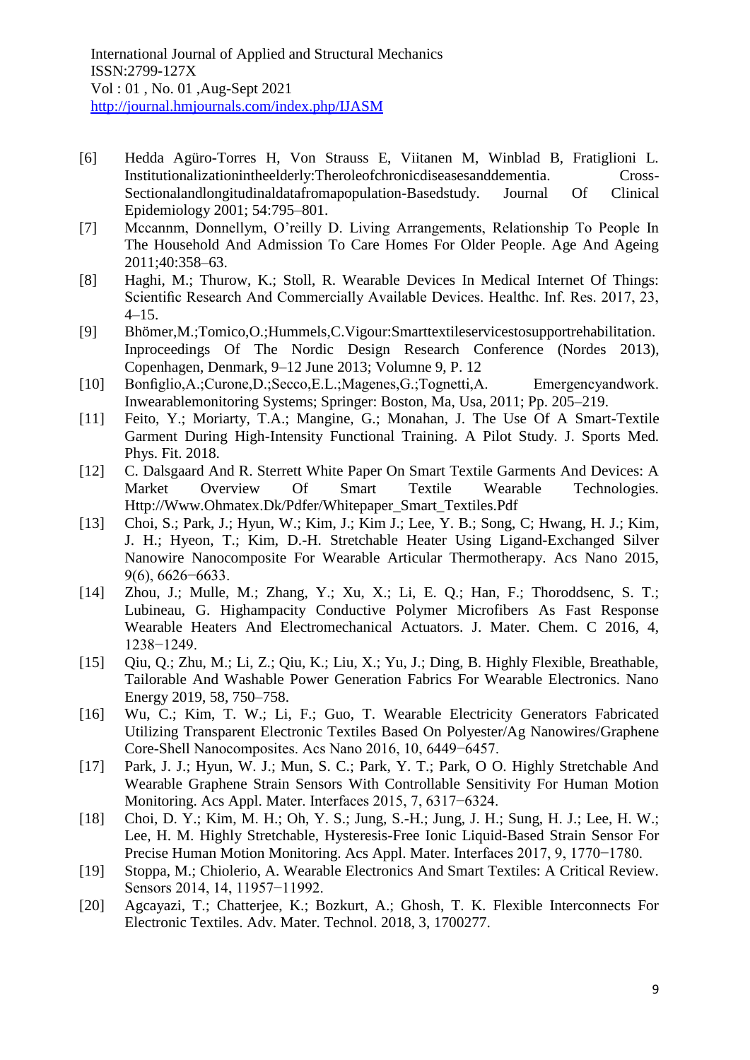[6] Hedda Agüro-Torres H, Von Strauss E, Viitanen M, Winblad B, Fratiglioni L. Institutionalizationintheelderly:Theroleofchronicdiseasesanddementia. Cross-Sectionalandlongitudinaldatafromapopulation-Basedstudy. Journal Of Clinical Epidemiology 2001; 54:795–801.

[7] Mccannm, Donnellym, O'reilly D. Living Arrangements, Relationship To People In The Household And Admission To Care Homes For Older People. Age And Ageing 2011;40:358–63.

[8] Haghi, M.; Thurow, K.; Stoll, R. Wearable Devices In Medical Internet Of Things: Scientific Research And Commercially Available Devices. Healthc. Inf. Res. 2017, 23, 4–15.

[9] Bhömer,M.;Tomico,O.;Hummels,C.Vigour:Smarttextileservicestosupportrehabilitation. Inproceedings Of The Nordic Design Research Conference (Nordes 2013), Copenhagen, Denmark, 9–12 June 2013; Volumne 9, P. 12

[10] Bonfiglio,A.;Curone,D.;Secco,E.L.;Magenes,G.;Tognetti,A. Emergencyandwork. Inwearablemonitoring Systems; Springer: Boston, Ma, Usa, 2011; Pp. 205–219.

[11] Feito, Y.; Moriarty, T.A.; Mangine, G.; Monahan, J. The Use Of A Smart-Textile Garment During High-Intensity Functional Training. A Pilot Study. J. Sports Med. Phys. Fit. 2018.

[12] C. Dalsgaard And R. Sterrett White Paper On Smart Textile Garments And Devices: A Market Overview Of Smart Textile Wearable Technologies. Http://Www.Ohmatex.Dk/Pdfer/Whitepaper_Smart_Textiles.Pdf

[13] Choi, S.; Park, J.; Hyun, W.; Kim, J.; Kim J.; Lee, Y. B.; Song, C; Hwang, H. J.; Kim, J. H.; Hyeon, T.; Kim, D.-H. Stretchable Heater Using Ligand-Exchanged Silver Nanowire Nanocomposite For Wearable Articular Thermotherapy. Acs Nano 2015, 9(6), 6626−6633.

[14] Zhou, J.; Mulle, M.; Zhang, Y.; Xu, X.; Li, E. Q.; Han, F.; Thoroddsenc, S. T.; Lubineau, G. Highampacity Conductive Polymer Microfibers As Fast Response Wearable Heaters And Electromechanical Actuators. J. Mater. Chem. C 2016, 4, 1238−1249.

[15] Qiu, Q.; Zhu, M.; Li, Z.; Qiu, K.; Liu, X.; Yu, J.; Ding, B. Highly Flexible, Breathable, Tailorable And Washable Power Generation Fabrics For Wearable Electronics. Nano Energy 2019, 58, 750–758.

[16] Wu, C.; Kim, T. W.; Li, F.; Guo, T. Wearable Electricity Generators Fabricated Utilizing Transparent Electronic Textiles Based On Polyester/Ag Nanowires/Graphene Core-Shell Nanocomposites. Acs Nano 2016, 10, 6449−6457.

[17] Park, J. J.; Hyun, W. J.; Mun, S. C.; Park, Y. T.; Park, O O. Highly Stretchable And Wearable Graphene Strain Sensors With Controllable Sensitivity For Human Motion Monitoring. Acs Appl. Mater. Interfaces 2015, 7, 6317−6324.

[18] Choi, D. Y.; Kim, M. H.; Oh, Y. S.; Jung, S.-H.; Jung, J. H.; Sung, H. J.; Lee, H. W.; Lee, H. M. Highly Stretchable, Hysteresis-Free Ionic Liquid-Based Strain Sensor For Precise Human Motion Monitoring. Acs Appl. Mater. Interfaces 2017, 9, 1770−1780.

[19] Stoppa, M.; Chiolerio, A. Wearable Electronics And Smart Textiles: A Critical Review. Sensors 2014, 14, 11957−11992.

[20] Agcayazi, T.; Chatterjee, K.; Bozkurt, A.; Ghosh, T. K. Flexible Interconnects For Electronic Textiles. Adv. Mater. Technol. 2018, 3, 1700277.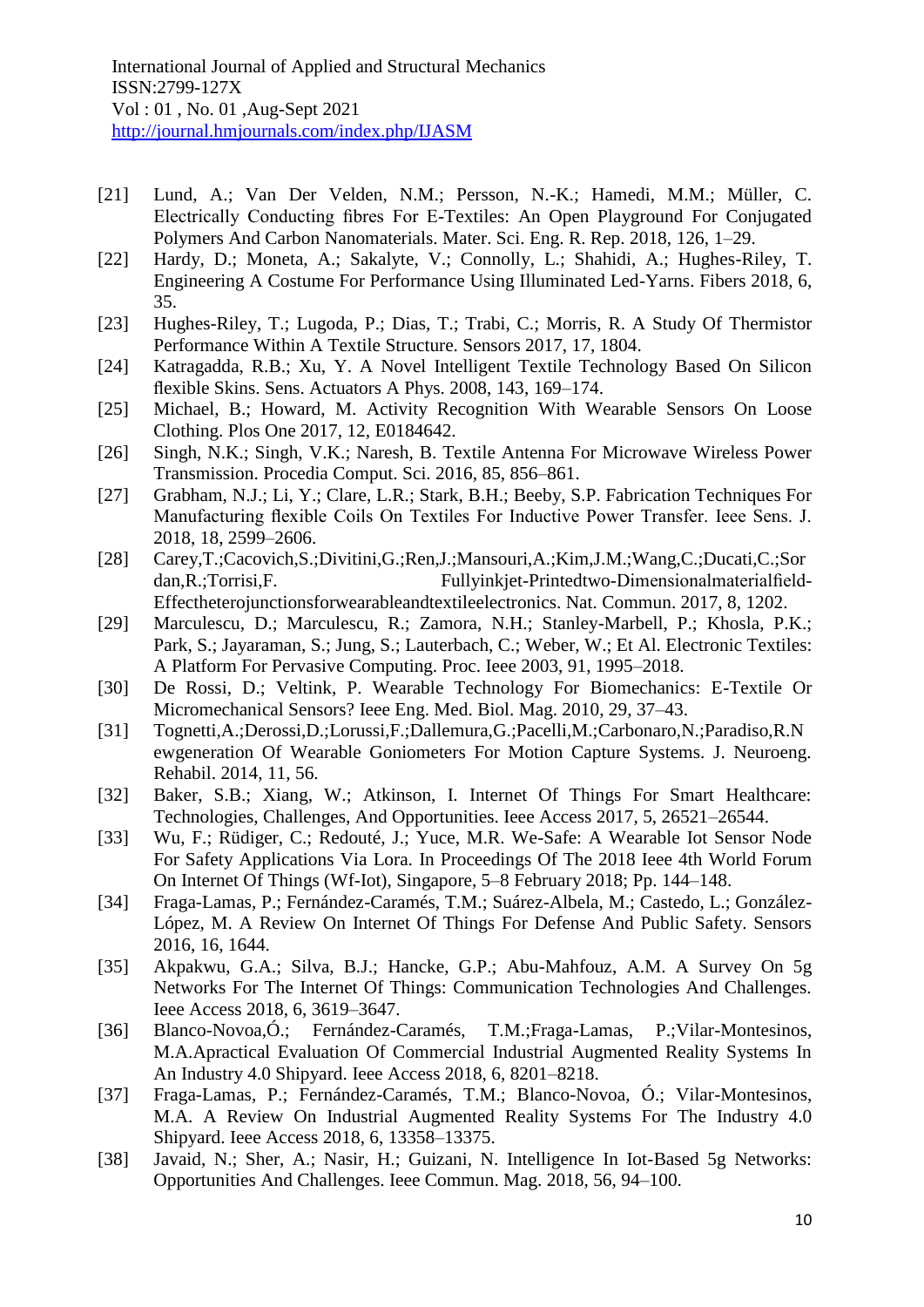[21] Lund, A.; Van Der Velden, N.M.; Persson, N.-K.; Hamedi, M.M.; Müller, C. Electrically Conducting fibres For E-Textiles: An Open Playground For Conjugated Polymers And Carbon Nanomaterials. Mater. Sci. Eng. R. Rep. 2018, 126, 1–29.

[22] Hardy, D.; Moneta, A.; Sakalyte, V.; Connolly, L.; Shahidi, A.; Hughes-Riley, T. Engineering A Costume For Performance Using Illuminated Led-Yarns. Fibers 2018, 6, 35.

[23] Hughes-Riley, T.; Lugoda, P.; Dias, T.; Trabi, C.; Morris, R. A Study Of Thermistor Performance Within A Textile Structure. Sensors 2017, 17, 1804.

[24] Katragadda, R.B.; Xu, Y. A Novel Intelligent Textile Technology Based On Silicon flexible Skins. Sens. Actuators A Phys. 2008, 143, 169–174.

[25] Michael, B.; Howard, M. Activity Recognition With Wearable Sensors On Loose Clothing. Plos One 2017, 12, E0184642.

[26] Singh, N.K.; Singh, V.K.; Naresh, B. Textile Antenna For Microwave Wireless Power Transmission. Procedia Comput. Sci. 2016, 85, 856–861.

[27] Grabham, N.J.; Li, Y.; Clare, L.R.; Stark, B.H.; Beeby, S.P. Fabrication Techniques For Manufacturing flexible Coils On Textiles For Inductive Power Transfer. Ieee Sens. J. 2018, 18, 2599–2606.

[28] Carey,T.;Cacovich,S.;Divitini,G.;Ren,J.;Mansouri,A.;Kim,J.M.;Wang,C.;Ducati,C.;Sordan,R.;Torrisi,F. Fullyinkjet-Printedtwo-Dimensionalmaterialfield-Effectheterojunctionsforwearableandtextileelectronics. Nat. Commun. 2017, 8, 1202.

[29] Marculescu, D.; Marculescu, R.; Zamora, N.H.; Stanley-Marbell, P.; Khosla, P.K.; Park, S.; Jayaraman, S.; Jung, S.; Lauterbach, C.; Weber, W.; Et Al. Electronic Textiles: A Platform For Pervasive Computing. Proc. Ieee 2003, 91, 1995–2018.

[30] De Rossi, D.; Veltink, P. Wearable Technology For Biomechanics: E-Textile Or Micromechanical Sensors? Ieee Eng. Med. Biol. Mag. 2010, 29, 37–43.

[31] Tognetti,A.;Derossi,D.;Lorussi,F.;Dallemura,G.;Pacelli,M.;Carbonaro,N.;Paradiso,R.Newgeneration Of Wearable Goniometers For Motion Capture Systems. J. Neuroeng. Rehabil. 2014, 11, 56.

[32] Baker, S.B.; Xiang, W.; Atkinson, I. Internet Of Things For Smart Healthcare: Technologies, Challenges, And Opportunities. Ieee Access 2017, 5, 26521–26544.

[33] Wu, F.; Rüdiger, C.; Redouté, J.; Yuce, M.R. We-Safe: A Wearable Iot Sensor Node For Safety Applications Via Lora. In Proceedings Of The 2018 Ieee 4th World Forum On Internet Of Things (Wf-Iot), Singapore, 5–8 February 2018; Pp. 144–148.

[34] Fraga-Lamas, P.; Fernández-Caramés, T.M.; Suárez-Albela, M.; Castedo, L.; González-López, M. A Review On Internet Of Things For Defense And Public Safety. Sensors 2016, 16, 1644.

[35] Akpakwu, G.A.; Silva, B.J.; Hancke, G.P.; Abu-Mahfouz, A.M. A Survey On 5g Networks For The Internet Of Things: Communication Technologies And Challenges. Ieee Access 2018, 6, 3619–3647.

[36] Blanco-Novoa,Ó.; Fernández-Caramés, T.M.;Fraga-Lamas, P.;Vilar-Montesinos, M.A.Apractical Evaluation Of Commercial Industrial Augmented Reality Systems In An Industry 4.0 Shipyard. Ieee Access 2018, 6, 8201–8218.

[37] Fraga-Lamas, P.; Fernández-Caramés, T.M.; Blanco-Novoa, Ó.; Vilar-Montesinos, M.A. A Review On Industrial Augmented Reality Systems For The Industry 4.0 Shipyard. Ieee Access 2018, 6, 13358–13375.

[38] Javaid, N.; Sher, A.; Nasir, H.; Guizani, N. Intelligence In Iot-Based 5g Networks: Opportunities And Challenges. Ieee Commun. Mag. 2018, 56, 94–100.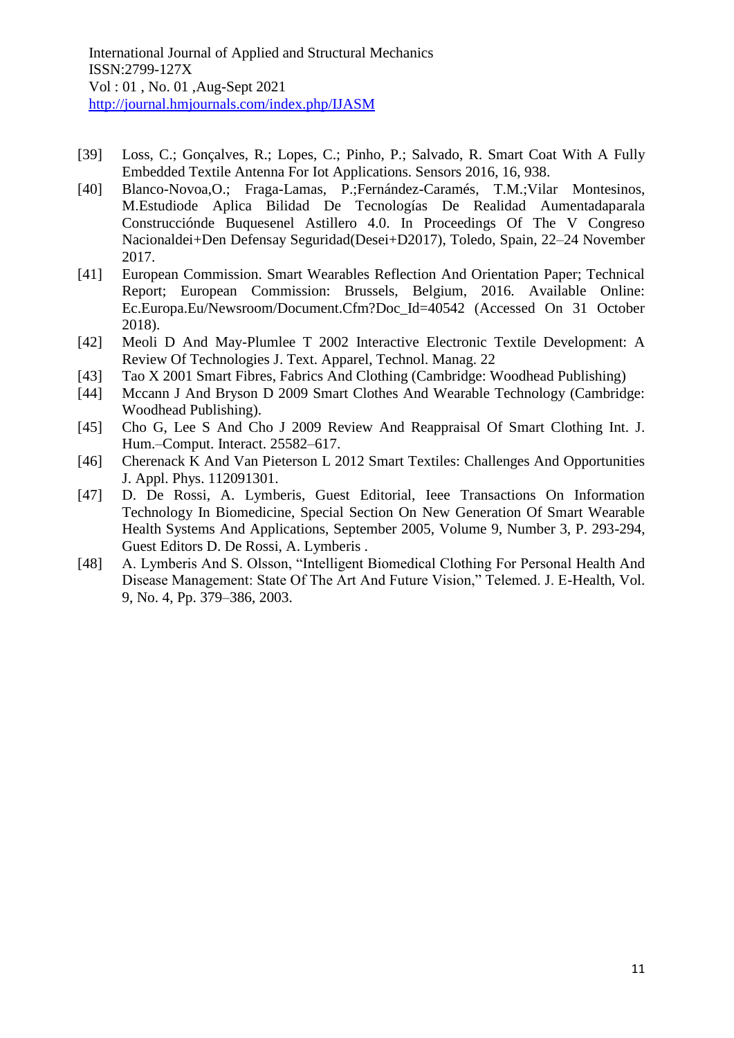[39] Loss, C.; Gonçalves, R.; Lopes, C.; Pinho, P.; Salvado, R. Smart Coat With A Fully Embedded Textile Antenna For Iot Applications. Sensors 2016, 16, 938.

[40] Blanco-Novoa,O.; Fraga-Lamas, P.;Fernández-Caramés, T.M.;Vilar Montesinos, M.Estudiode Aplica Bilidad De Tecnologías De Realidad Aumentadaparala Construcciónde Buquesenel Astillero 4.0. In Proceedings Of The V Congreso Nacionaldei+Den Defensay Seguridad(Desei+D2017), Toledo, Spain, 22–24 November 2017.

[41] European Commission. Smart Wearables Reflection And Orientation Paper; Technical Report; European Commission: Brussels, Belgium, 2016. Available Online: Ec.Europa.Eu/Newsroom/Document.Cfm?Doc_Id=40542 (Accessed On 31 October 2018).

[42] Meoli D And May-Plumlee T 2002 Interactive Electronic Textile Development: A Review Of Technologies J. Text. Apparel, Technol. Manag. 22

[43] Tao X 2001 Smart Fibres, Fabrics And Clothing (Cambridge: Woodhead Publishing)

[44] Mccann J And Bryson D 2009 Smart Clothes And Wearable Technology (Cambridge: Woodhead Publishing).

[45] Cho G, Lee S And Cho J 2009 Review And Reappraisal Of Smart Clothing Int. J. Hum.–Comput. Interact. 25582–617.

[46] Cherenack K And Van Pieterson L 2012 Smart Textiles: Challenges And Opportunities J. Appl. Phys. 112091301.

[47] D. De Rossi, A. Lymberis, Guest Editorial, Ieee Transactions On Information Technology In Biomedicine, Special Section On New Generation Of Smart Wearable Health Systems And Applications, September 2005, Volume 9, Number 3, P. 293-294, Guest Editors D. De Rossi, A. Lymberis .

[48] A. Lymberis And S. Olsson, "Intelligent Biomedical Clothing For Personal Health And Disease Management: State Of The Art And Future Vision," Telemed. J. E-Health, Vol. 9, No. 4, Pp. 379–386, 2003.